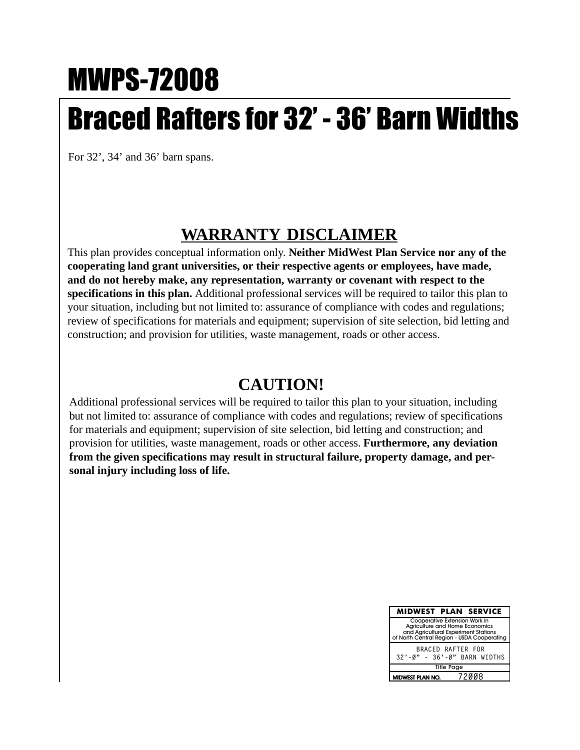# MWPS-72008

# Braced Rafters for 32' - 36' Barn Widths

For 32', 34' and 36' barn spans.

## WARRANTY DISCLAIMER

This plan provides conceptual information only. **Neither MidWest Plan Service nor any of the cooperating land grant universities, or their respective agents or employees, have made, and do not hereby make, any representation, warranty or covenant with respect to the specifications in this plan.** Additional professional services will be required to tailor this plan to your situation, including but not limited to: assurance of compliance with codes and regulations; review of specifications for materials and equipment; supervision of site selection, bid letting and construction; and provision for utilities, waste management, roads or other access.

## CAUTION!

Additional professional services will be required to tailor this plan to your situation, including but not limited to: assurance of compliance with codes and regulations; review of specifications for materials and equipment; supervision of site selection, bid letting and construction; and provision for utilities, waste management, roads or other access. **Furthermore, any deviation from the given specifications may result in structural failure, property damage, and personal injury including loss of life.**

| MIDWEST PLAN SERVICE |
|---|
| Cooperative Extension Work in Agriculture and Home Economics and Agricultural Experiment Stations of North Central Region - USDA Cooperating |
| BRACED RAFTER FOR 32'-0" - 36'-0" BARN WIDTHS |
| Title Page |
| MIDWEST PLAN NO. 72008 |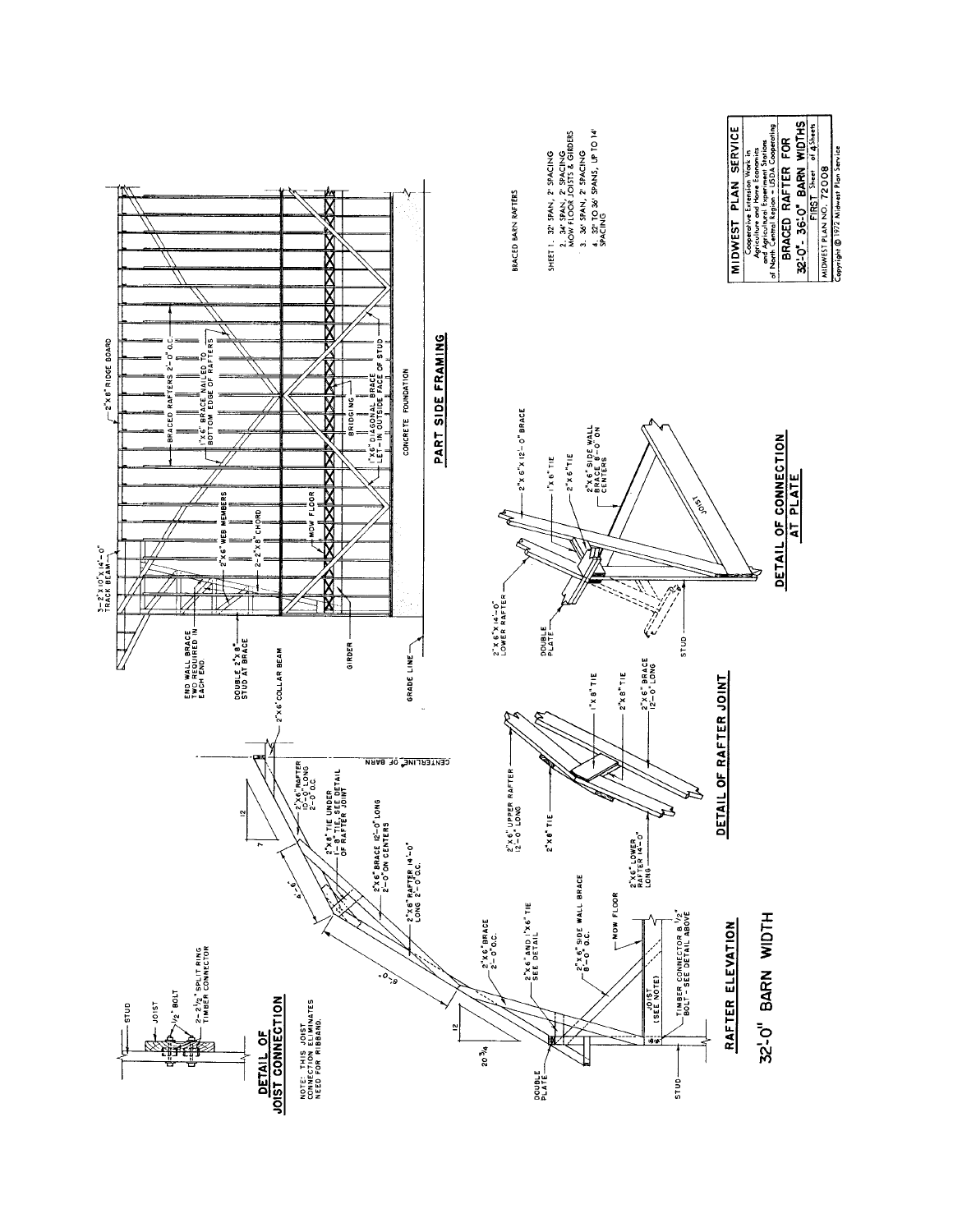# MIDWEST PLAN SERVICE

Cooperative Extension Work in Agriculture and Home Economics and Agricultural Experiment Stations of North Central Region – USDA Cooperating

## BRACED RAFTER FOR 32'-0" - 36'-0" BARN WIDTHS

FIRST Sheet of 4 Sheets

MIDWEST PLAN NO. 72008

Copyright © 1972 Midwest Plan Service

BRACED BARN RAFTERS

SHEET 1. 32' SPAN, 2' SPACING
2. 34' SPAN, 2' SPACING MOW FLOOR JOISTS & GIRDERS
3. 36' SPAN, 2' SPACING
4. 32' TO 36' SPANS, UP TO 14' SPACING

## DETAIL OF JOIST CONNECTION

STUD
JOIST
1/2" BOLT
2-2 1/2" SPLIT RING TIMBER CONNECTOR

NOTE: THIS JOIST CONNECTION ELIMINATES NEED FOR RIBBAND.

## RAFTER ELEVATION

12
20 3/4
12
7
6'-0"
4'-6"
2"x6" COLLAR BEAM
CENTERLINE OF BARN
2"x6" RAFTER 10'-0" LONG 2'-0" O.C.
2"x8" TIE UNDER 1"-8" TIE, SEE DETAIL OF RAFTER JOINT
2"x6" BRACE 12'-0" LONG 2'-0" ON CENTERS
2"x6" RAFTER 14'-0" LONG 2'-0" O.C.
2"x6" BRACE 2'-0" O.C.
2"x6" AND 1"x6" TIE SEE DETAIL
2"x6" SIDE WALL BRACE 8'-0" O.C.
MOW FLOOR
DOUBLE PLATE
JOIST (SEE NOTE)
TIMBER CONNECTOR & 1/2" BOLT - SEE DETAIL ABOVE
STUD

## 32'-0" BARN WIDTH

## DETAIL OF RAFTER JOINT

2"x6" UPPER RAFTER 12'-0" LONG
2"x8" TIE
1"x8" TIE
2"x8" TIE
2"x6" BRACE 12'-0" LONG
2"x6" LOWER RAFTER 14'-0" LONG

## DETAIL OF CONNECTION AT PLATE

2"x6"x14'-0" LOWER RAFTER
2"x6"x12'-0" BRACE
1"x6" TIE
2"x6" TIE
2"x6" SIDE WALL BRACE 8'-0" ON CENTERS
DOUBLE PLATE
JOIST
STUD

## PART SIDE FRAMING

3-2"x10"x14'-0" TRACK BEAM
2"x8" RIDGE BOARD
BRACED RAFTERS 2'-0" O.C.
1"x6" BRACE NAILED TO BOTTOM EDGE OF RAFTERS
2"x6" WEB MEMBERS
2-2"x8" CHORD
END WALL BRACE TWO REQUIRED IN EACH END
DOUBLE 2"x8" STUD AT BRACE
MOW FLOOR
BRIDGING
1"x6" DIAGONAL BRACE LET-IN OUTSIDE FACE OF STUD
GIRDER
GRADE LINE
CONCRETE FOUNDATION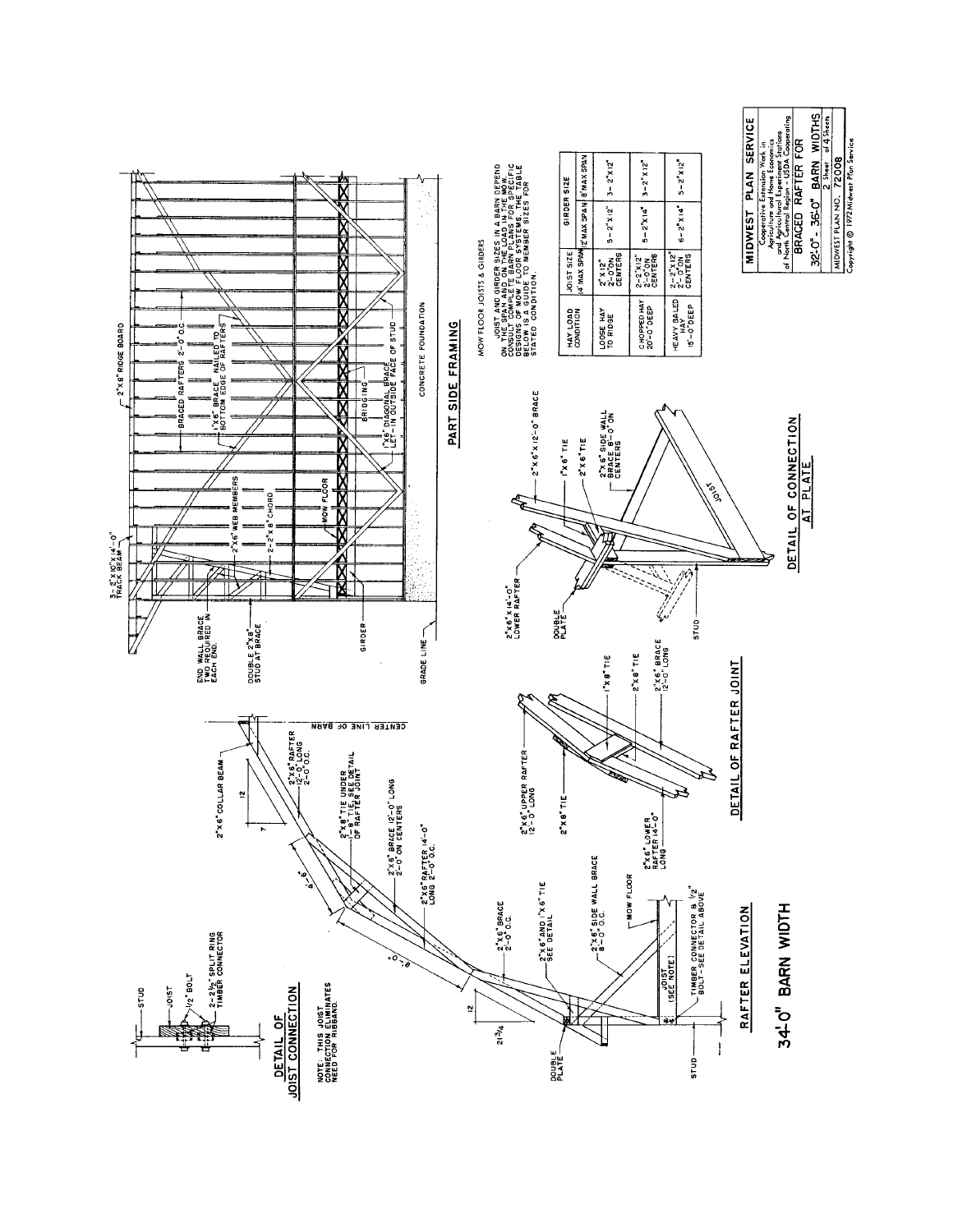## DETAIL OF JOIST CONNECTION

STUD

JOIST

1/2" BOLT

2-2 1/2" SPLIT RING TIMBER CONNECTOR

NOTE: THIS JOIST CONNECTION ELIMINATES NEED FOR RIBBAND.

## RAFTER ELEVATION

2"x6" COLLAR BEAM

CENTER LINE OF BARN

2"x6" RAFTER 12'-0" LONG 2'-0" O.C.

2"x8" TIE UNDER 1"x8" TIE, SEE DETAIL OF RAFTER JOINT

2"x6" BRACE 12'-0" LONG 2'-0" ON CENTERS

2"x6" RAFTER 14'-0" LONG 2'-0" O.C.

2"x6" BRACE 2'-0" O.C.

2"x6" AND 1"x6" TIE SEE DETAIL

2"x6" SIDE WALL BRACE 8'-0" O.C.

MOW FLOOR

JOIST (SEE NOTE)

TIMBER CONNECTOR & 1/2" BOLT-SEE DETAIL ABOVE

DOUBLE PLATE

STUD

12

7

21 3/4

# 34'-0" BARN WIDTH

## DETAIL OF RAFTER JOINT

2"x6" UPPER RAFTER 12'-0" LONG

2"x8" TIE

1"x8" TIE

2"x8" TIE

2"x6" BRACE 12'-0" LONG

2"x6" LOWER RAFTER 14'-0" LONG

## PART SIDE FRAMING

3-2"x10"x14'-0" TRACK BEAM

2"x8" RIDGE BOARD

BRACED RAFTERS 2'-0" O.C.

1"x6" BRACE NAILED TO BOTTOM EDGE OF RAFTERS

2"x6" WEB MEMBERS

2-2"x8" CHORD

END WALL BRACE TWO REQUIRED IN EACH END.

DOUBLE 2"x8" STUD AT BRACE

MOW FLOOR

BRIDGING

1"x6" DIAGONAL BRACE LET-IN OUTSIDE FACE OF STUD

GIRDER

GRADE LINE

CONCRETE FOUNDATION

## DETAIL OF CONNECTION AT PLATE

2"x6"x14'-0" LOWER RAFTER

2"x6"x12'-0" BRACE

1"x6" TIE

2"x6" TIE

2"x6" SIDE WALL BRACE 8'-0" ON CENTERS

DOUBLE PLATE

STUD

JOIST

## MOW FLOOR JOISTS & GIRDERS

JOIST AND GIRDER SIZES IN A BARN DEPEND ON THE SPAN AND ON THE LOAD IN THE MOW. CONSULT COMPLETE BARN PLANS FOR SPECIFIC DESIGNS OF MOW FLOOR SYSTEMS. THE TABLE BELOW IS A GUIDE TO MEMBER SIZES FOR STATED CONDITION.

| HAY LOAD CONDITION | JOIST SIZE | GIRDER SIZE | |
|---|---|---|---|
| | 14' MAX SPAN | 12' MAX SPAN | 8' MAX SPAN |
| LOOSE HAY TO RIDGE | 2"x12" 2'-0" ON CENTERS | 5-2"x12" | 3-2"x12" |
| CHOPPED HAY 20'-0" DEEP | 2-2"x12" 2'-0" ON CENTERS | 5-2"x14" | 3-2"x12" |
| HEAVY BALED HAY 15'-0" DEEP | 2-2"x12" 2'-0" ON CENTERS | 6-2"x14" | 5-2"x12" |

**MIDWEST PLAN SERVICE**

Cooperative Extension Work in Agriculture and Home Economics and Agricultural Experiment Stations of North Central Region - USDA Cooperating

BRACED RAFTER FOR 32'-0" - 36'-0" BARN WIDTHS

2 Sheet of 4 Sheets

MIDWEST PLAN NO. 72008

Copyright © 1972 Midwest Plan Service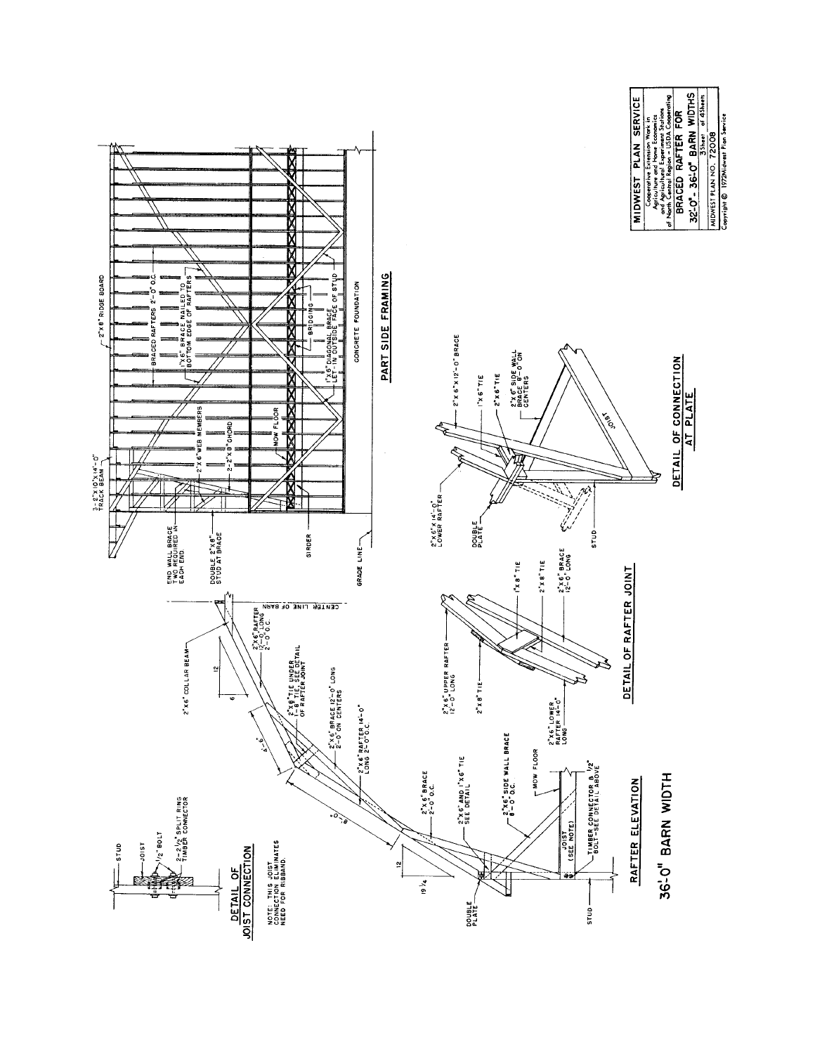# 36'-0" BARN WIDTH

## RAFTER ELEVATION

2"x6" COLLAR BEAM

2"x6" RAFTER 12'-0" LONG 2'-0" O.C.

CENTER LINE OF BARN

2"x6" TIE UNDER 1"x8" TIE, SEE DETAIL OF RAFTER JOINT

2"x6" BRACE 12'-0" LONG 2'-0" ON CENTERS

2"x6" RAFTER 14'-0" LONG 2'-0" O.C.

2"x6" BRACE 2'-0" O.C.

2"x6" AND 1"x6" TIE SEE DETAIL

2"x6" SIDE WALL BRACE 8'-0" O.C.

MOW FLOOR

JOIST (SEE NOTE)

TIMBER CONNECTOR & 1/2" BOLT-SEE DETAIL ABOVE

DOUBLE PLATE

STUD

12 / 6

12 / 19 1/4

4'-6"

8'-0"

## DETAIL OF JOIST CONNECTION

STUD

JOIST

1/2" BOLT

2-2 1/2" SPLIT RING TIMBER CONNECTOR

NOTE: THIS JOIST CONNECTION ELIMINATES NEED FOR RIBBAND.

## DETAIL OF RAFTER JOINT

2"x6" UPPER RAFTER 12'-0" LONG

2"x8" TIE

1"x8" TIE

2"x8" TIE

2"x6" BRACE 12'-0" LONG

2"x6" LOWER RAFTER 14'-0" LONG

## DETAIL OF CONNECTION AT PLATE

2"x6"x14'-0" LOWER RAFTER

2"x6"x12'-0" BRACE

1"x6" TIE

2"x6" TIE

2"x6" SIDE WALL BRACE 8'-0" ON CENTERS

DOUBLE PLATE

JOIST

STUD

## PART SIDE FRAMING

2"x8" RIDGE BOARD

3-2"x10"x14'-0" TRACK BEAM

BRACED RAFTERS 2'-0" O.C.

1"x6" BRACE NAILED TO BOTTOM EDGE OF RAFTERS

2"x6" WEB MEMBERS

2-2"x8" CHORD

MOW FLOOR

BRIDGING

1"x6" DIAGONAL BRACE LET-IN OUTSIDE FACE OF STUD

END WALL BRACE TWO REQUIRED IN EACH END.

DOUBLE 2"x8" STUD AT BRACE

GIRDER

GRADE LINE

CONCRETE FOUNDATION

---

MIDWEST PLAN SERVICE

Cooperative Extension Work in Agriculture and Home Economics and Agricultural Experiment Stations of North Central Region - USDA Cooperating

BRACED RAFTER FOR 32'-0" - 36'-0" BARN WIDTHS

3 Sheet of 4 Sheets

MIDWEST PLAN NO. 72008

Copyright © 1972 Midwest Plan Service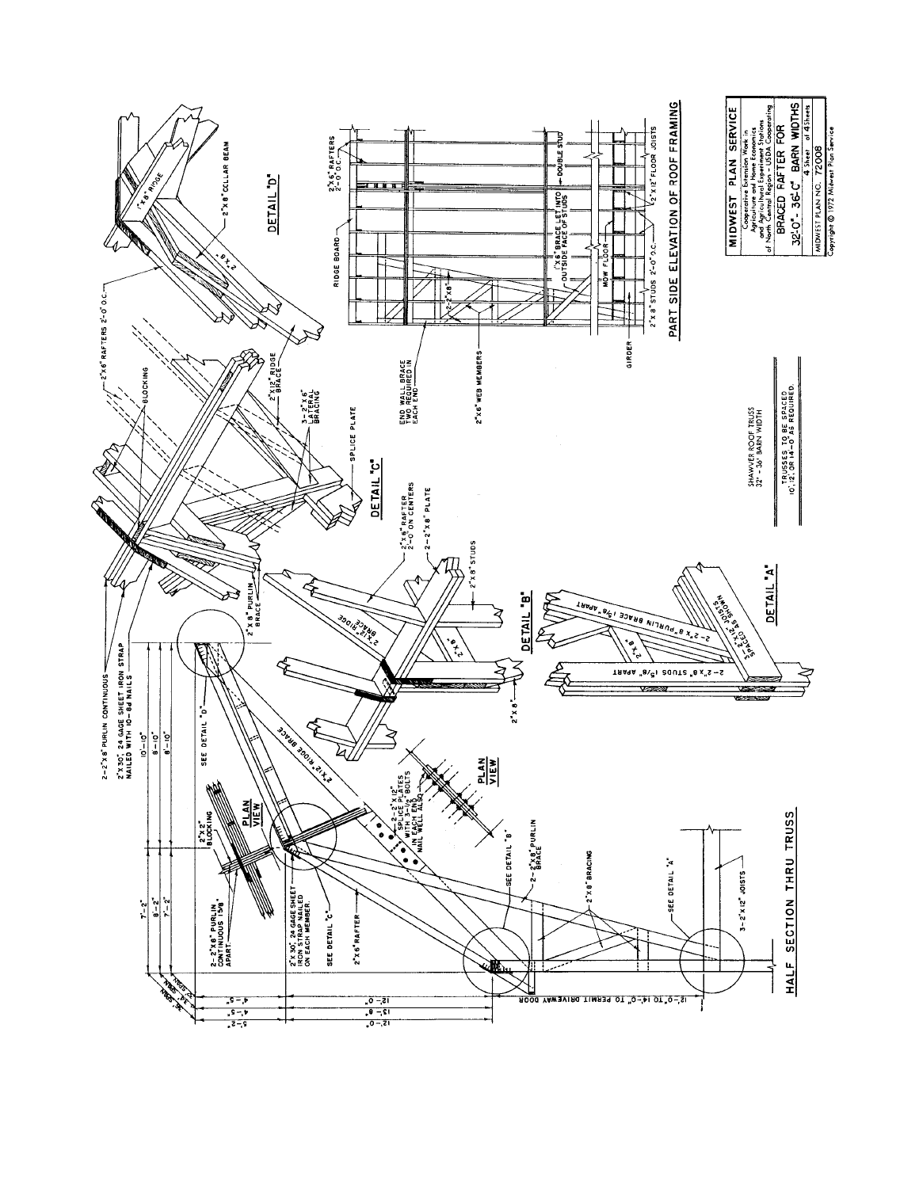## HALF SECTION THRU TRUSS

2-2"x8" PURLIN CONTINUOUS

2"x30", 24 GAGE SHEET IRON STRAP NAILED WITH 10-8d NAILS

SEE DETAIL "D"

2"x12" RIDGE BRACE

2-2"x8" PURLIN CONTINUOUS 1⅝" APART

2"x2" BLOCKING

PLAN VIEW

2"x30", 24 GAGE SHEET IRON STRAP NAILED ON EACH MEMBER

SEE DETAIL "C"

2"x6" RAFTER

2-2"x12" SPLICE PLATES WITH 3-½" BOLTS IN EACH END NAIL WELL ALSO

PLAN VIEW

SEE DETAIL "B"

2-2"x8" PURLIN BRACE

2"x8" BRACING

SEE DETAIL "A"

3-2"x12" JOISTS

12'-0" TO 14'-0" TO PERMIT DRIVEWAY DOOR

36' SPAN, 34' SPAN, 32' SPAN

7'-2", 8'-2", 7'-2"

10'-10", 8'-10", 8'-10"

5'-2", 4'-1", 4'-5"

12'-0", 13'-8", 12'-0"

## DETAIL "A"

2-2"x8" PURLIN BRACE 1⅝" APART

2-2"x8" STUDS 1⅝" APART

3-2"x12" JOISTS SPACED AS SHOWN

2"x8"

## DETAIL "B"

2"x12" RIDGE BRACE

2"x6" RAFTER 2'-0" ON CENTERS

2-2"x8" PLATE

2"x8" STUDS

2"x8"

## DETAIL "C"

BLOCKING

2"x12" RIDGE BRACE

3-2"x6" LATERAL BRACING

SPLICE PLATE

2"x8" PURLIN BRACE

## DETAIL "D"

2"x6" RAFTERS 2'-0" O.C.

1"x8" RIDGE

2"x8" COLLAR BEAM

2"x8"

## PART SIDE ELEVATION OF ROOF FRAMING

2"x6" RAFTERS 2'-0" O.C.

RIDGE BOARD

2-2"x8"

END WALL BRACE TWO REQUIRED IN EACH END

2"x6" WEB MEMBERS

1"x6" BRACE LET INTO OUTSIDE FACE OF STUDS

DOUBLE STUD

MOW FLOOR

2"x8" STUDS 2'-0" O.C.

2"x12" FLOOR JOISTS

GIRDER

SHAWVER ROOF TRUSS
32' - 36' BARN WIDTH

TRUSSES TO BE SPACED 10', 12', OR 14'-0" AS REQUIRED.

**MIDWEST PLAN SERVICE**

Cooperative Extension Work in Agriculture and Home Economics and Agricultural Experiment Stations of North Central Region - USDA Cooperating

**BRACED RAFTER FOR 32'-0" - 36'-0" BARN WIDTHS**

4 Sheet of 4 Sheets

MIDWEST PLAN NO. 72008

Copyright © 1972 Midwest Plan Service